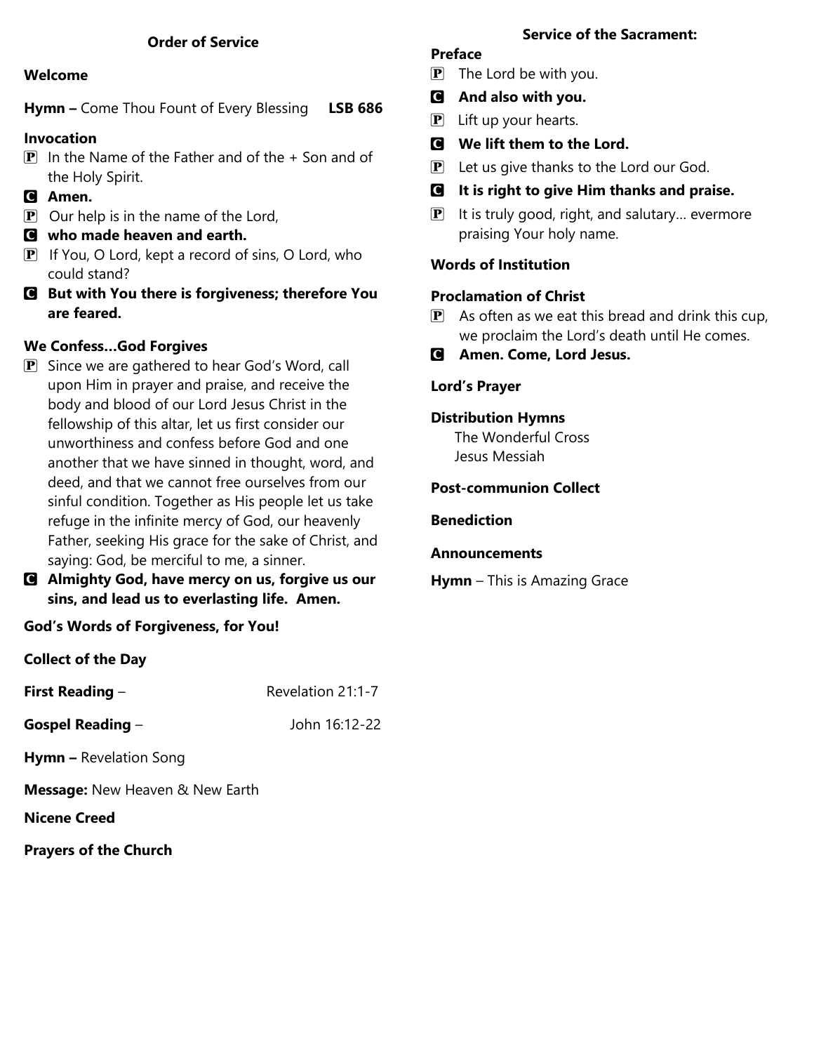## Order of Service

**Welcome**

**Hymn –** Come Thou Fount of Every Blessing **LSB 686**

**Invocation**

P In the Name of the Father and of the + Son and of the Holy Spirit.

C **Amen.**

P Our help is in the name of the Lord,

C **who made heaven and earth.**

P If You, O Lord, kept a record of sins, O Lord, who could stand?

C **But with You there is forgiveness; therefore You are feared.**

**We Confess…God Forgives**

P Since we are gathered to hear God's Word, call upon Him in prayer and praise, and receive the body and blood of our Lord Jesus Christ in the fellowship of this altar, let us first consider our unworthiness and confess before God and one another that we have sinned in thought, word, and deed, and that we cannot free ourselves from our sinful condition. Together as His people let us take refuge in the infinite mercy of God, our heavenly Father, seeking His grace for the sake of Christ, and saying: God, be merciful to me, a sinner.

C **Almighty God, have mercy on us, forgive us our sins, and lead us to everlasting life. Amen.**

**God's Words of Forgiveness, for You!**

**Collect of the Day**

**First Reading** – Revelation 21:1-7

**Gospel Reading** – John 16:12-22

**Hymn –** Revelation Song

**Message:** New Heaven & New Earth

**Nicene Creed**

**Prayers of the Church**

## Service of the Sacrament:

**Preface**

P The Lord be with you.

C **And also with you.**

P Lift up your hearts.

C **We lift them to the Lord.**

P Let us give thanks to the Lord our God.

C **It is right to give Him thanks and praise.**

P It is truly good, right, and salutary… evermore praising Your holy name.

**Words of Institution**

**Proclamation of Christ**

P As often as we eat this bread and drink this cup, we proclaim the Lord's death until He comes.

C **Amen. Come, Lord Jesus.**

**Lord's Prayer**

**Distribution Hymns**

The Wonderful Cross
Jesus Messiah

**Post-communion Collect**

**Benediction**

**Announcements**

**Hymn** – This is Amazing Grace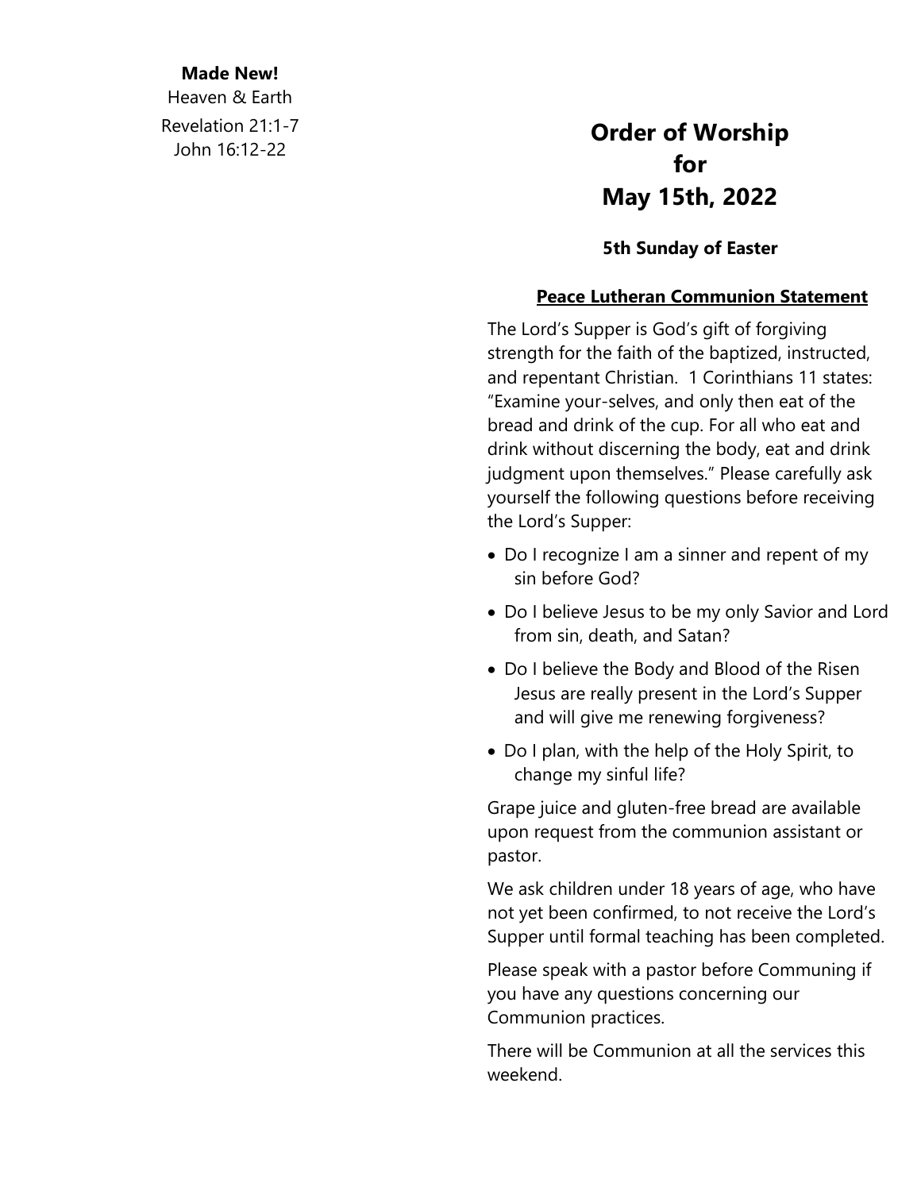**Made New!**

Heaven & Earth

Revelation 21:1-7

John 16:12-22

# Order of Worship for May 15th, 2022

**5th Sunday of Easter**

**Peace Lutheran Communion Statement**

The Lord's Supper is God's gift of forgiving strength for the faith of the baptized, instructed, and repentant Christian. 1 Corinthians 11 states: "Examine your-selves, and only then eat of the bread and drink of the cup. For all who eat and drink without discerning the body, eat and drink judgment upon themselves." Please carefully ask yourself the following questions before receiving the Lord's Supper:

- Do I recognize I am a sinner and repent of my sin before God?
- Do I believe Jesus to be my only Savior and Lord from sin, death, and Satan?
- Do I believe the Body and Blood of the Risen Jesus are really present in the Lord's Supper and will give me renewing forgiveness?
- Do I plan, with the help of the Holy Spirit, to change my sinful life?

Grape juice and gluten-free bread are available upon request from the communion assistant or pastor.

We ask children under 18 years of age, who have not yet been confirmed, to not receive the Lord's Supper until formal teaching has been completed.

Please speak with a pastor before Communing if you have any questions concerning our Communion practices.

There will be Communion at all the services this weekend.